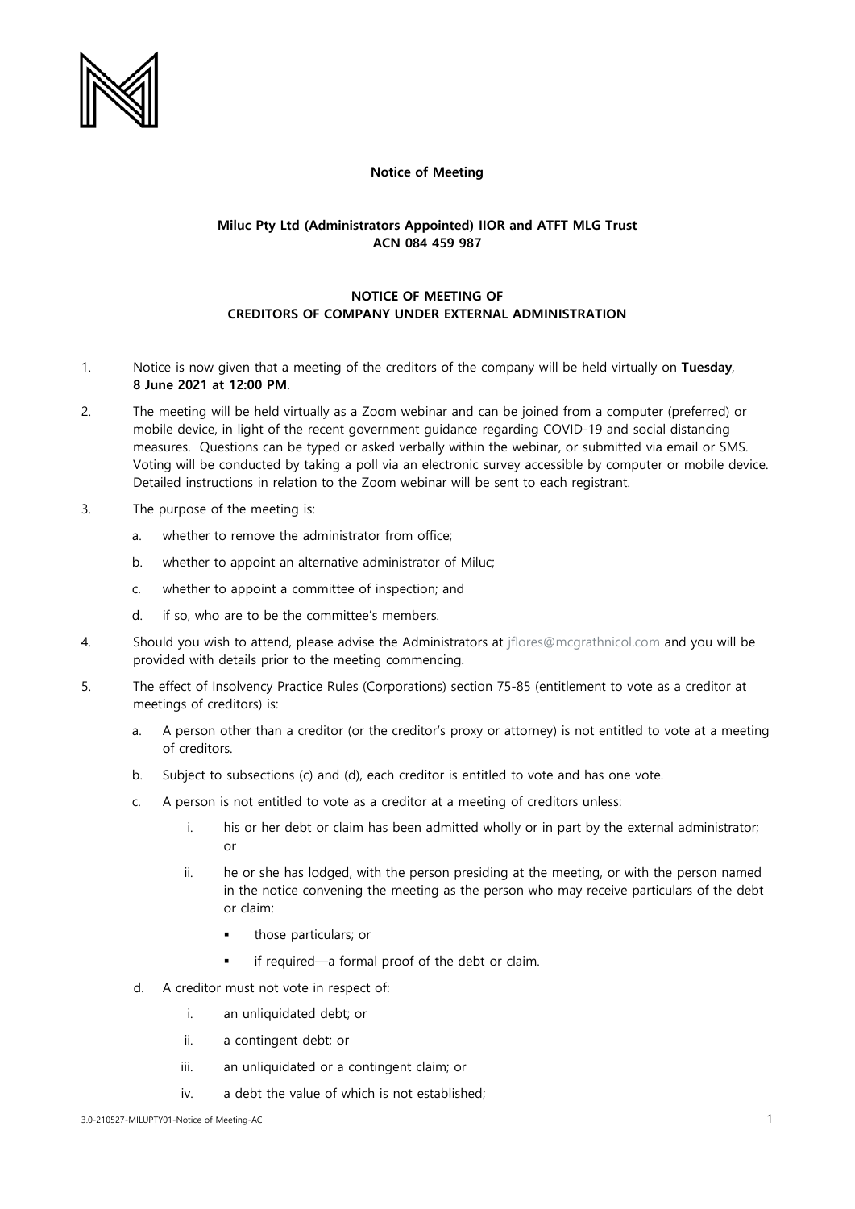**Notice of Meeting**

**Miluc Pty Ltd (Administrators Appointed) IIOR and ATFT MLG Trust**
**ACN 084 459 987**

**NOTICE OF MEETING OF**
**CREDITORS OF COMPANY UNDER EXTERNAL ADMINISTRATION**

1. Notice is now given that a meeting of the creditors of the company will be held virtually on **Tuesday, 8 June 2021 at 12:00 PM**.

2. The meeting will be held virtually as a Zoom webinar and can be joined from a computer (preferred) or mobile device, in light of the recent government guidance regarding COVID-19 and social distancing measures. Questions can be typed or asked verbally within the webinar, or submitted via email or SMS. Voting will be conducted by taking a poll via an electronic survey accessible by computer or mobile device. Detailed instructions in relation to the Zoom webinar will be sent to each registrant.

3. The purpose of the meeting is:

   a. whether to remove the administrator from office;

   b. whether to appoint an alternative administrator of Miluc;

   c. whether to appoint a committee of inspection; and

   d. if so, who are to be the committee's members.

4. Should you wish to attend, please advise the Administrators at jflores@mcgrathnicol.com and you will be provided with details prior to the meeting commencing.

5. The effect of Insolvency Practice Rules (Corporations) section 75-85 (entitlement to vote as a creditor at meetings of creditors) is:

   a. A person other than a creditor (or the creditor's proxy or attorney) is not entitled to vote at a meeting of creditors.

   b. Subject to subsections (c) and (d), each creditor is entitled to vote and has one vote.

   c. A person is not entitled to vote as a creditor at a meeting of creditors unless:

      i. his or her debt or claim has been admitted wholly or in part by the external administrator; or

      ii. he or she has lodged, with the person presiding at the meeting, or with the person named in the notice convening the meeting as the person who may receive particulars of the debt or claim:

         - those particulars; or
         - if required—a formal proof of the debt or claim.

   d. A creditor must not vote in respect of:

      i. an unliquidated debt; or

      ii. a contingent debt; or

      iii. an unliquidated or a contingent claim; or

      iv. a debt the value of which is not established;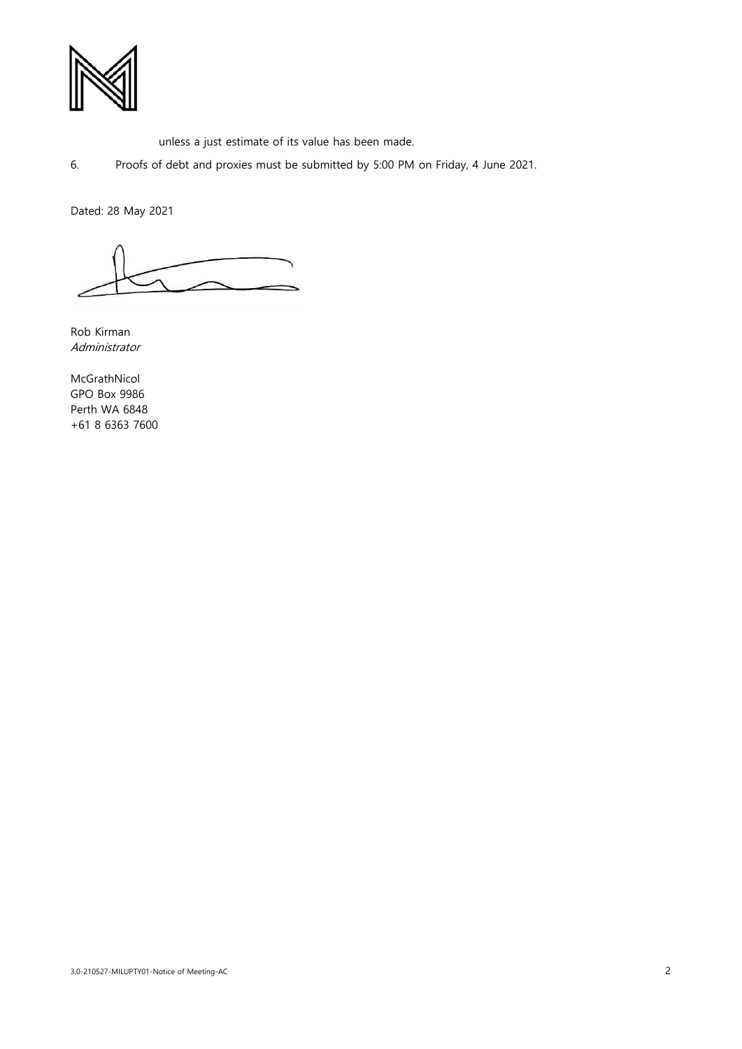unless a just estimate of its value has been made.

6. Proofs of debt and proxies must be submitted by 5:00 PM on Friday, 4 June 2021.

Dated: 28 May 2021

Rob Kirman
*Administrator*

McGrathNicol
GPO Box 9986
Perth WA 6848
+61 8 6363 7600

3.0-210527-MILUPTY01-Notice of Meeting-AC